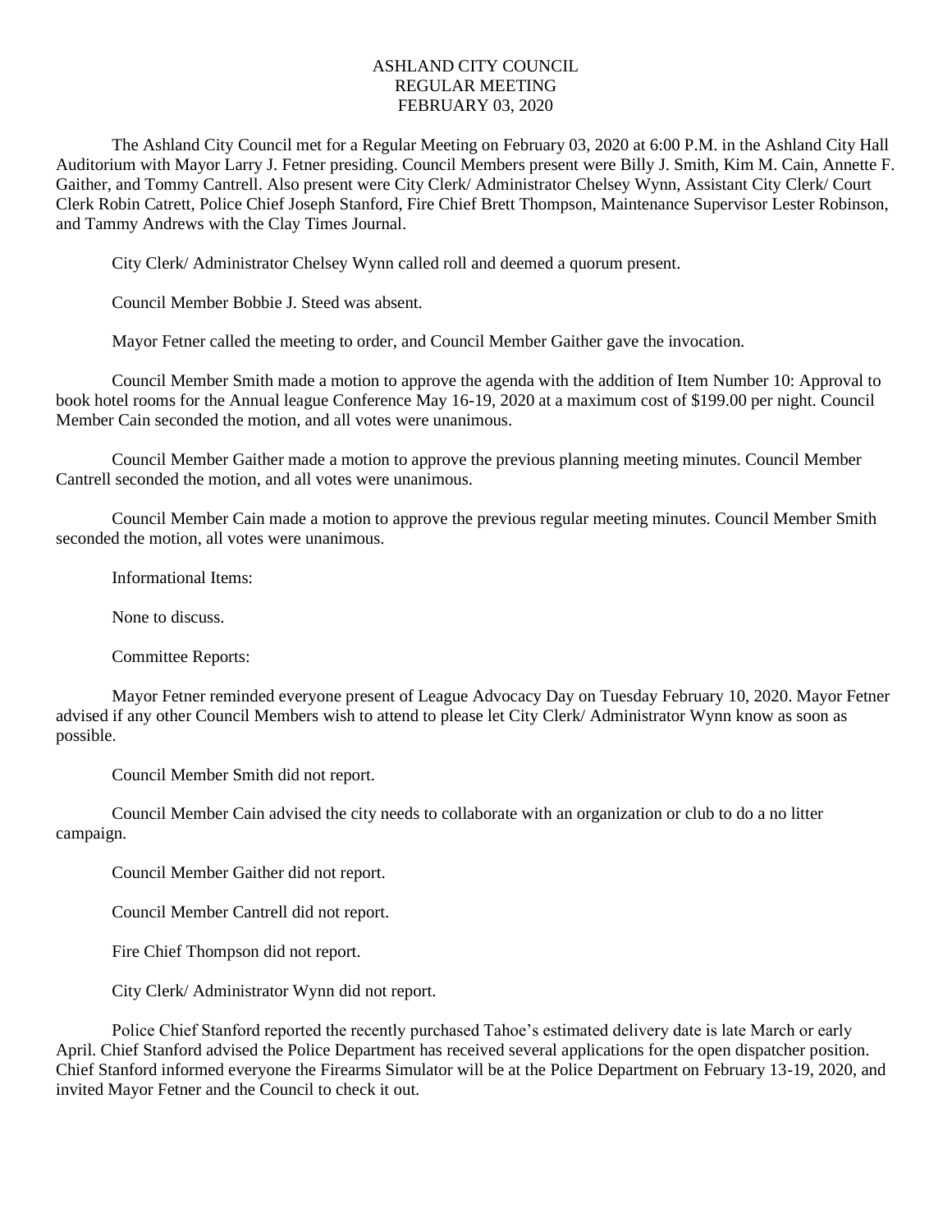# ASHLAND CITY COUNCIL
## REGULAR MEETING
## FEBRUARY 03, 2020

The Ashland City Council met for a Regular Meeting on February 03, 2020 at 6:00 P.M. in the Ashland City Hall Auditorium with Mayor Larry J. Fetner presiding. Council Members present were Billy J. Smith, Kim M. Cain, Annette F. Gaither, and Tommy Cantrell. Also present were City Clerk/ Administrator Chelsey Wynn, Assistant City Clerk/ Court Clerk Robin Catrett, Police Chief Joseph Stanford, Fire Chief Brett Thompson, Maintenance Supervisor Lester Robinson, and Tammy Andrews with the Clay Times Journal.

City Clerk/ Administrator Chelsey Wynn called roll and deemed a quorum present.

Council Member Bobbie J. Steed was absent.

Mayor Fetner called the meeting to order, and Council Member Gaither gave the invocation.

Council Member Smith made a motion to approve the agenda with the addition of Item Number 10: Approval to book hotel rooms for the Annual league Conference May 16-19, 2020 at a maximum cost of $199.00 per night. Council Member Cain seconded the motion, and all votes were unanimous.

Council Member Gaither made a motion to approve the previous planning meeting minutes. Council Member Cantrell seconded the motion, and all votes were unanimous.

Council Member Cain made a motion to approve the previous regular meeting minutes. Council Member Smith seconded the motion, all votes were unanimous.

Informational Items:

None to discuss.

Committee Reports:

Mayor Fetner reminded everyone present of League Advocacy Day on Tuesday February 10, 2020. Mayor Fetner advised if any other Council Members wish to attend to please let City Clerk/ Administrator Wynn know as soon as possible.

Council Member Smith did not report.

Council Member Cain advised the city needs to collaborate with an organization or club to do a no litter campaign.

Council Member Gaither did not report.

Council Member Cantrell did not report.

Fire Chief Thompson did not report.

City Clerk/ Administrator Wynn did not report.

Police Chief Stanford reported the recently purchased Tahoe's estimated delivery date is late March or early April. Chief Stanford advised the Police Department has received several applications for the open dispatcher position. Chief Stanford informed everyone the Firearms Simulator will be at the Police Department on February 13-19, 2020, and invited Mayor Fetner and the Council to check it out.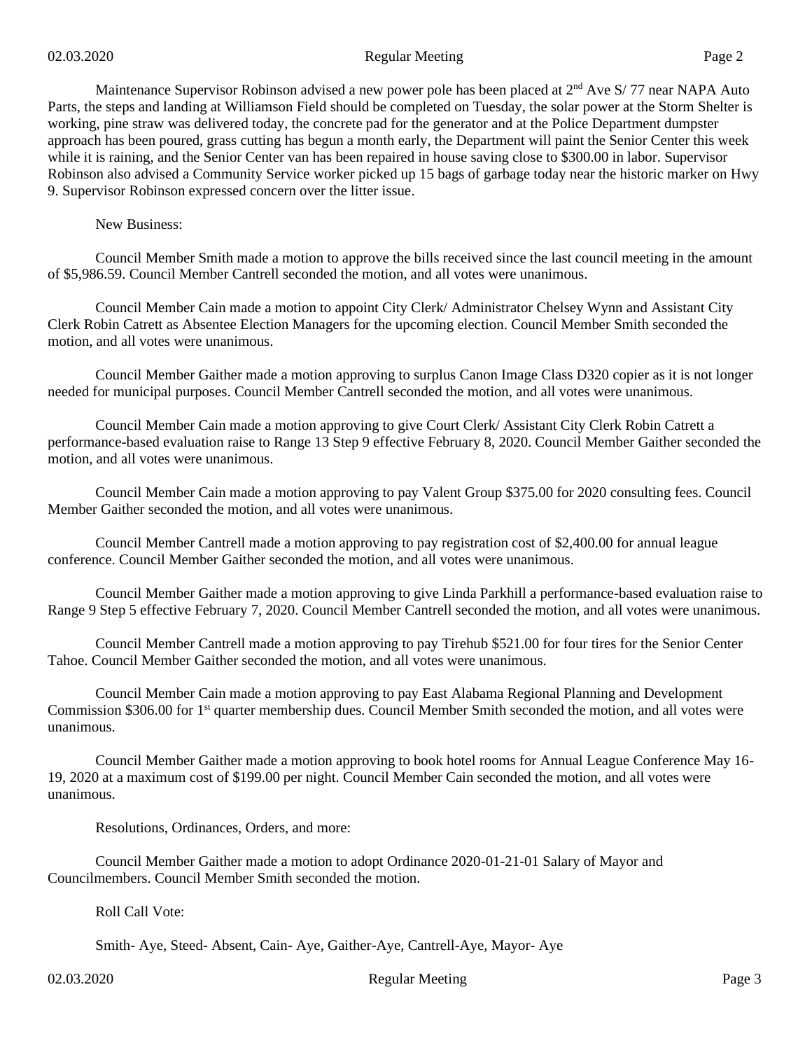Maintenance Supervisor Robinson advised a new power pole has been placed at 2nd Ave S/ 77 near NAPA Auto Parts, the steps and landing at Williamson Field should be completed on Tuesday, the solar power at the Storm Shelter is working, pine straw was delivered today, the concrete pad for the generator and at the Police Department dumpster approach has been poured, grass cutting has begun a month early, the Department will paint the Senior Center this week while it is raining, and the Senior Center van has been repaired in house saving close to $300.00 in labor. Supervisor Robinson also advised a Community Service worker picked up 15 bags of garbage today near the historic marker on Hwy 9. Supervisor Robinson expressed concern over the litter issue.

New Business:

Council Member Smith made a motion to approve the bills received since the last council meeting in the amount of $5,986.59. Council Member Cantrell seconded the motion, and all votes were unanimous.

Council Member Cain made a motion to appoint City Clerk/ Administrator Chelsey Wynn and Assistant City Clerk Robin Catrett as Absentee Election Managers for the upcoming election. Council Member Smith seconded the motion, and all votes were unanimous.

Council Member Gaither made a motion approving to surplus Canon Image Class D320 copier as it is not longer needed for municipal purposes. Council Member Cantrell seconded the motion, and all votes were unanimous.

Council Member Cain made a motion approving to give Court Clerk/ Assistant City Clerk Robin Catrett a performance-based evaluation raise to Range 13 Step 9 effective February 8, 2020. Council Member Gaither seconded the motion, and all votes were unanimous.

Council Member Cain made a motion approving to pay Valent Group $375.00 for 2020 consulting fees. Council Member Gaither seconded the motion, and all votes were unanimous.

Council Member Cantrell made a motion approving to pay registration cost of $2,400.00 for annual league conference. Council Member Gaither seconded the motion, and all votes were unanimous.

Council Member Gaither made a motion approving to give Linda Parkhill a performance-based evaluation raise to Range 9 Step 5 effective February 7, 2020. Council Member Cantrell seconded the motion, and all votes were unanimous.

Council Member Cantrell made a motion approving to pay Tirehub $521.00 for four tires for the Senior Center Tahoe. Council Member Gaither seconded the motion, and all votes were unanimous.

Council Member Cain made a motion approving to pay East Alabama Regional Planning and Development Commission $306.00 for 1st quarter membership dues. Council Member Smith seconded the motion, and all votes were unanimous.

Council Member Gaither made a motion approving to book hotel rooms for Annual League Conference May 16-19, 2020 at a maximum cost of $199.00 per night. Council Member Cain seconded the motion, and all votes were unanimous.

Resolutions, Ordinances, Orders, and more:

Council Member Gaither made a motion to adopt Ordinance 2020-01-21-01 Salary of Mayor and Councilmembers. Council Member Smith seconded the motion.

Roll Call Vote:

Smith- Aye, Steed- Absent, Cain- Aye, Gaither-Aye, Cantrell-Aye, Mayor- Aye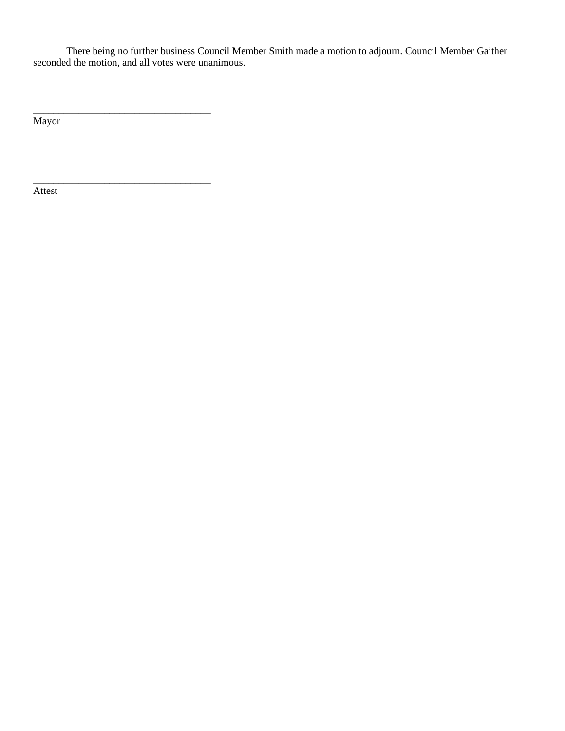There being no further business Council Member Smith made a motion to adjourn. Council Member Gaither seconded the motion, and all votes were unanimous.

_________________________________
Mayor

_________________________________
Attest